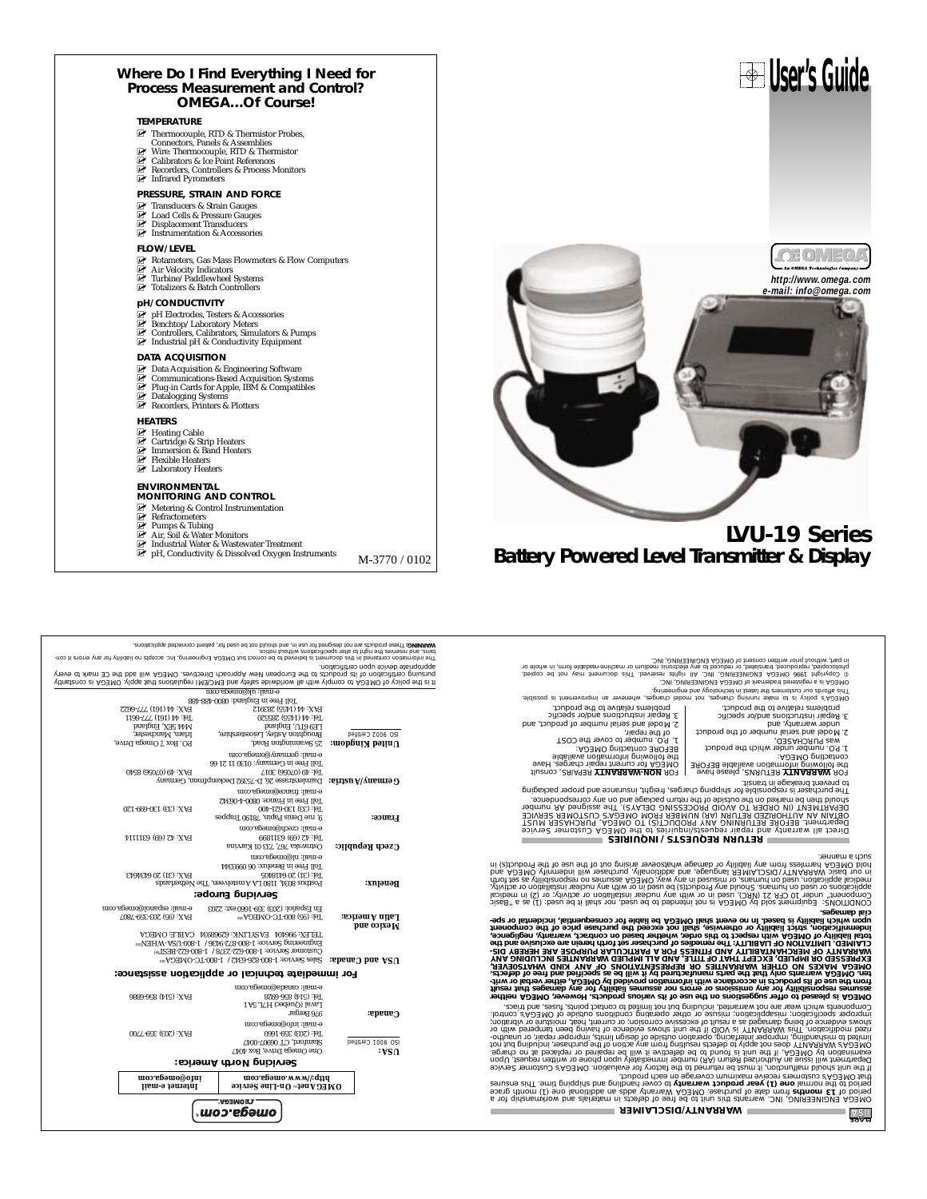# Where Do I Find Everything I Need for Process Measurement and Control? OMEGA…Of Course!

## TEMPERATURE

- Thermocouple, RTD & Thermistor Probes, Connectors, Panels & Assemblies
- Wire: Thermocouple, RTD & Thermistor
- Calibrators & Ice Point References
- Recorders, Controllers & Process Monitors
- Infrared Pyrometers

## PRESSURE, STRAIN AND FORCE

- Transducers & Strain Gauges
- Load Cells & Pressure Gauges
- Displacement Transducers
- Instrumentation & Accessories

## FLOW/LEVEL

- Rotameters, Gas Mass Flowmeters & Flow Computers
- Air Velocity Indicators
- Turbine/Paddlewheel Systems
- Totalizers & Batch Controllers

## pH/CONDUCTIVITY

- pH Electrodes, Testers & Accessories
- Benchtop/Laboratory Meters
- Controllers, Calibrators, Simulators & Pumps
- Industrial pH & Conductivity Equipment

## DATA ACQUISITION

- Data Acquisition & Engineering Software
- Communications-Based Acquisition Systems
- Plug-in Cards for Apple, IBM & Compatibles
- Datalogging Systems
- Recorders, Printers & Plotters

## HEATERS

- Heating Cable
- Cartridge & Strip Heaters
- Immersion & Band Heaters
- Flexible Heaters
- Laboratory Heaters

## ENVIRONMENTAL MONITORING AND CONTROL

- Metering & Control Instrumentation
- Refractometers
- Pumps & Tubing
- Air, Soil & Water Monitors
- Industrial Water & Wastewater Treatment
- pH, Conductivity & Dissolved Oxygen Instruments

M-3770 / 0102

# User's Guide

OMEGA — An OMEGA Technologies Company

http://www.omega.com
e-mail: info@omega.com

# LVU-19 Series
## Battery Powered Level Transmitter & Display

---

## WARRANTY/DISCLAIMER

OMEGA ENGINEERING, INC. warrants this unit to be free of defects in materials and workmanship for a period of **13 months** from date of purchase. OMEGA Warranty adds an additional one (1) month grace period to the normal **one (1) year product warranty** to cover handling and shipping time. This ensures that OMEGA's customers receive maximum coverage on each product.

If the unit should malfunction, it must be returned to the factory for evaluation. OMEGA's Customer Service Department will issue an Authorized Return (AR) number immediately upon phone or written request. Upon examination by OMEGA, if the unit is found to be defective it will be repaired or replaced at no charge. OMEGA's WARRANTY does not apply to defects resulting from any action of the purchaser, including but not limited to mishandling, improper interfacing, operation outside of design limits, improper repair, or unauthorized modification. This WARRANTY is VOID if the unit shows evidence of having been tampered with or shows evidence of being damaged as a result of excessive corrosion; or current, heat, moisture or vibration; improper specification; misapplication; misuse or other operating conditions outside of OMEGA's control. Components which wear are not warranted, including but not limited to contact points, fuses, and triacs.

**OMEGA is pleased to offer suggestions on the use of its various products. However, OMEGA neither assumes responsibility for any omissions or errors nor assumes liability for any damages that result from the use of its products in accordance with information provided by OMEGA, either verbal or written. OMEGA warrants only that the parts manufactured by it will be as specified and free of defects. OMEGA MAKES NO OTHER WARRANTIES OR REPRESENTATIONS OF ANY KIND WHATSOEVER, EXPRESSED OR IMPLIED, EXCEPT THAT OF TITLE, AND ALL IMPLIED WARRANTIES INCLUDING ANY WARRANTY OF MERCHANTABILITY AND FITNESS FOR A PARTICULAR PURPOSE ARE HEREBY DISCLAIMED. LIMITATION OF LIABILITY: The remedies of purchaser set forth herein are exclusive and the total liability of OMEGA with respect to this order, whether based on contract, warranty, negligence, indemnification, strict liability or otherwise, shall not exceed the purchase price of the component upon which liability is based. In no event shall OMEGA be liable for consequential, incidental or special damages.**

CONDITIONS: Equipment sold by OMEGA is not intended to be used, nor shall it be used: (1) as a "Basic Component" under 10 CFR 21 (NRC), used in or with any nuclear installation or activity; or (2) in medical applications or used on humans. Should any Product(s) be used in or with any nuclear installation or activity, medical application, used on humans, or misused in any way, OMEGA assumes no responsibility as set forth in our basic WARRANTY/DISCLAIMER language, and additionally, purchaser will indemnify OMEGA and hold OMEGA harmless from any liability or damage whatsoever arising out of the use of the Product(s) in such a manner.

## RETURN REQUESTS / INQUIRIES

Direct all warranty and repair requests/inquiries to the OMEGA Customer Service Department. BEFORE RETURNING ANY PRODUCT(S) TO OMEGA, PURCHASER MUST OBTAIN AN AUTHORIZED RETURN (AR) NUMBER FROM OMEGA'S CUSTOMER SERVICE DEPARTMENT (IN ORDER TO AVOID PROCESSING DELAYS). The assigned AR number should then be marked on the outside of the return package and on any correspondence.

The purchaser is responsible for shipping charges, freight, insurance and proper packaging to prevent breakage in transit.

FOR **WARRANTY** RETURNS, please have the following information available BEFORE contacting OMEGA:
1. P.O. number under which the product was PURCHASED,
2. Model and serial number of the product under warranty, and
3. Repair instructions and/or specific problems relative to the product.

FOR **NON-WARRANTY** REPAIRS, consult OMEGA for current repair charges. Have the following information available BEFORE contacting OMEGA:
1. P.O. number to cover the COST of the repair,
2. Model and serial number of product, and
3. Repair instructions and/or specific problems relative to the product.

OMEGA's policy is to make running changes, not model changes, whenever an improvement is possible. This affords our customers the latest in technology and engineering.

OMEGA is a registered trademark of OMEGA ENGINEERING, INC.

© Copyright 1996 OMEGA ENGINEERING, INC. All rights reserved. This document may not be copied, photocopied, reproduced, translated, or reduced to any electronic medium or machine-readable form, in whole or in part, without prior written consent of OMEGA ENGINEERING, INC.

---

**omega.com®** — OMEGA®

| OMEGAnet℠ On-Line Service | Internet e-mail |
|---|---|
| http://www.omega.com | info@omega.com |

## Servicing North America:

**USA:** (ISO 9001 Certified)
One Omega Drive, Box 4047
Stamford, CT 06907-0047
Tel: (203) 359-1660 FAX: (203) 359-7700
e-mail: info@omega.com

**Canada:**
976 Bergar
Laval (Quebec) H7L 5A1
Tel: (514) 856-6928 FAX: (514) 856-6886
e-mail: canada@omega.com

## For immediate technical or application assistance:

**USA and Canada:** Sales Service: 1-800-826-6342 / 1-800-TC-OMEGA℠
Customer Service: 1-800-622-2378 / 1-800-622-BEST℠
Engineering Service: 1-800-872-9436 / 1-800-USA-WHEN℠
TELEX: 996404 EASYLINK: 62968934 CABLE: OMEGA

**Mexico and Latin America:** Tel: (95) 800-TC-OMEGA℠ FAX: (95) 203-359-7807
En Español: (203) 359-1660 ext: 2203 e-mail: espanol@omega.com

## Servicing Europe:

**Benelux:** Postbus 8034, 1180 LA Amstelveen, The Netherlands
Tel: (31) 20 6418405 FAX: (31) 20 6434643
Toll Free in Benelux: 06 0993344
e-mail: nl@omega.com

**Czech Republic:** Ostravska 767, 733 01 Karvina
Tel: 42 (69) 6311899 FAX: 42 (69) 6311114
e-mail: czech@omega.com

**France:** 9, rue Denis Papin, 78190 Trappes
Tel: (33) 130-621-400 FAX: (33) 130-699-120
Toll Free in France: 0800-4-06342
e-mail: france@omega.com

**Germany/Austria:** Daimlerstrasse 26, D-75392 Deckenpfronn, Germany
Tel: 49 (07056) 3017 FAX: 49 (07056) 8540
Toll Free in Germany: 0130 11 21 66
e-mail: germany@omega.com

**United Kingdom:** (ISO 9002 Certified)
25 Swannington Road, Broughton Astley, Leicestershire, LE9 6TU, England
Tel: 44 (1455) 285520 FAX: 44 (1455) 283912
P.O. Box 7, Omega Drive, Irlam, Manchester, M44 5EX, England
Tel: 44 (161) 777-6611 FAX: 44 (161) 777-6622
Toll Free in England: 0800-488-488
e-mail: uk@omega.com

It is the policy of OMEGA to comply with all worldwide safety and EMC/EMI regulations that apply. OMEGA is constantly pursuing certification of its products to the European New Approach Directives. OMEGA will add the CE mark to every appropriate device upon certification.

The information contained in this document is believed to be correct but OMEGA Engineering, Inc. accepts no liability for any errors it contains, and reserves the right to alter specifications without notice.

**WARNING:** These products are not designed for use in, and should not be used for, patient connected applications.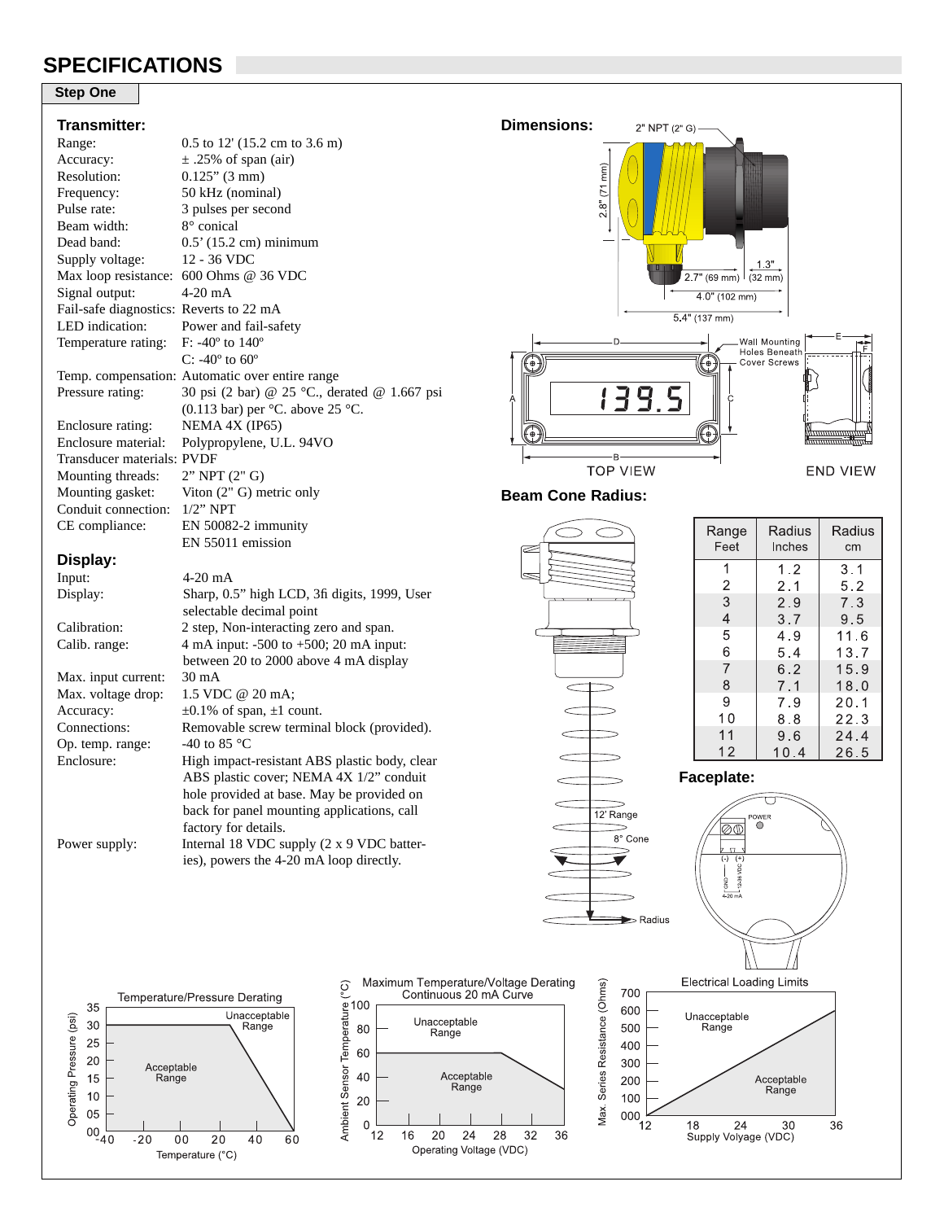# SPECIFICATIONS

## Step One

### Transmitter:

Range: 0.5 to 12' (15.2 cm to 3.6 m)
Accuracy: ± .25% of span (air)
Resolution: 0.125" (3 mm)
Frequency: 50 kHz (nominal)
Pulse rate: 3 pulses per second
Beam width: 8° conical
Dead band: 0.5' (15.2 cm) minimum
Supply voltage: 12 - 36 VDC
Max loop resistance: 600 Ohms @ 36 VDC
Signal output: 4-20 mA
Fail-safe diagnostics: Reverts to 22 mA
LED indication: Power and fail-safety
Temperature rating: F: -40º to 140º
C: -40º to 60º
Temp. compensation: Automatic over entire range
Pressure rating: 30 psi (2 bar) @ 25 °C., derated @ 1.667 psi (0.113 bar) per °C. above 25 °C.
Enclosure rating: NEMA 4X (IP65)
Enclosure material: Polypropylene, U.L. 94VO
Transducer materials: PVDF
Mounting threads: 2" NPT (2" G)
Mounting gasket: Viton (2" G) metric only
Conduit connection: 1/2" NPT
CE compliance: EN 50082-2 immunity
EN 55011 emission

### Display:

Input: 4-20 mA
Display: Sharp, 0.5" high LCD, 3fi digits, 1999, User selectable decimal point
Calibration: 2 step, Non-interacting zero and span.
Calib. range: 4 mA input: -500 to +500; 20 mA input: between 20 to 2000 above 4 mA display
Max. input current: 30 mA
Max. voltage drop: 1.5 VDC @ 20 mA;
Accuracy: ±0.1% of span, ±1 count.
Connections: Removable screw terminal block (provided).
Op. temp. range: -40 to 85 °C
Enclosure: High impact-resistant ABS plastic body, clear ABS plastic cover; NEMA 4X 1/2" conduit hole provided at base. May be provided on back for panel mounting applications, call factory for details.
Power supply: Internal 18 VDC supply (2 x 9 VDC batteries), powers the 4-20 mA loop directly.

### Dimensions:

2" NPT (2" G); 2.8" (71 mm); 2.7" (69 mm); 1.3" (32 mm); 4.0" (102 mm); 5.4" (137 mm)

Wall Mounting Holes Beneath Cover Screws

TOP VIEW — END VIEW

### Beam Cone Radius:

| Range Feet | Radius Inches | Radius cm |
|---|---|---|
| 1 | 1.2 | 3.1 |
| 2 | 2.1 | 5.2 |
| 3 | 2.9 | 7.3 |
| 4 | 3.7 | 9.5 |
| 5 | 4.9 | 11.6 |
| 6 | 5.4 | 13.7 |
| 7 | 6.2 | 15.9 |
| 8 | 7.1 | 18.0 |
| 9 | 7.9 | 20.1 |
| 10 | 8.8 | 22.3 |
| 11 | 9.6 | 24.4 |
| 12 | 10.4 | 26.5 |

12' Range — 8° Cone — Radius

### Faceplate:

Temperature/Pressure Derating (Operating Pressure (psi) vs. Temperature (°C); Acceptable Range / Unacceptable Range)

Maximum Temperature/Voltage Derating Continuous 20 mA Curve (Ambient Sensor Temperature (°C) vs. Operating Voltage (VDC); Acceptable Range / Unacceptable Range)

Electrical Loading Limits (Max. Series Resistance (Ohms) vs. Supply Voltage (VDC); Acceptable Range / Unacceptable Range)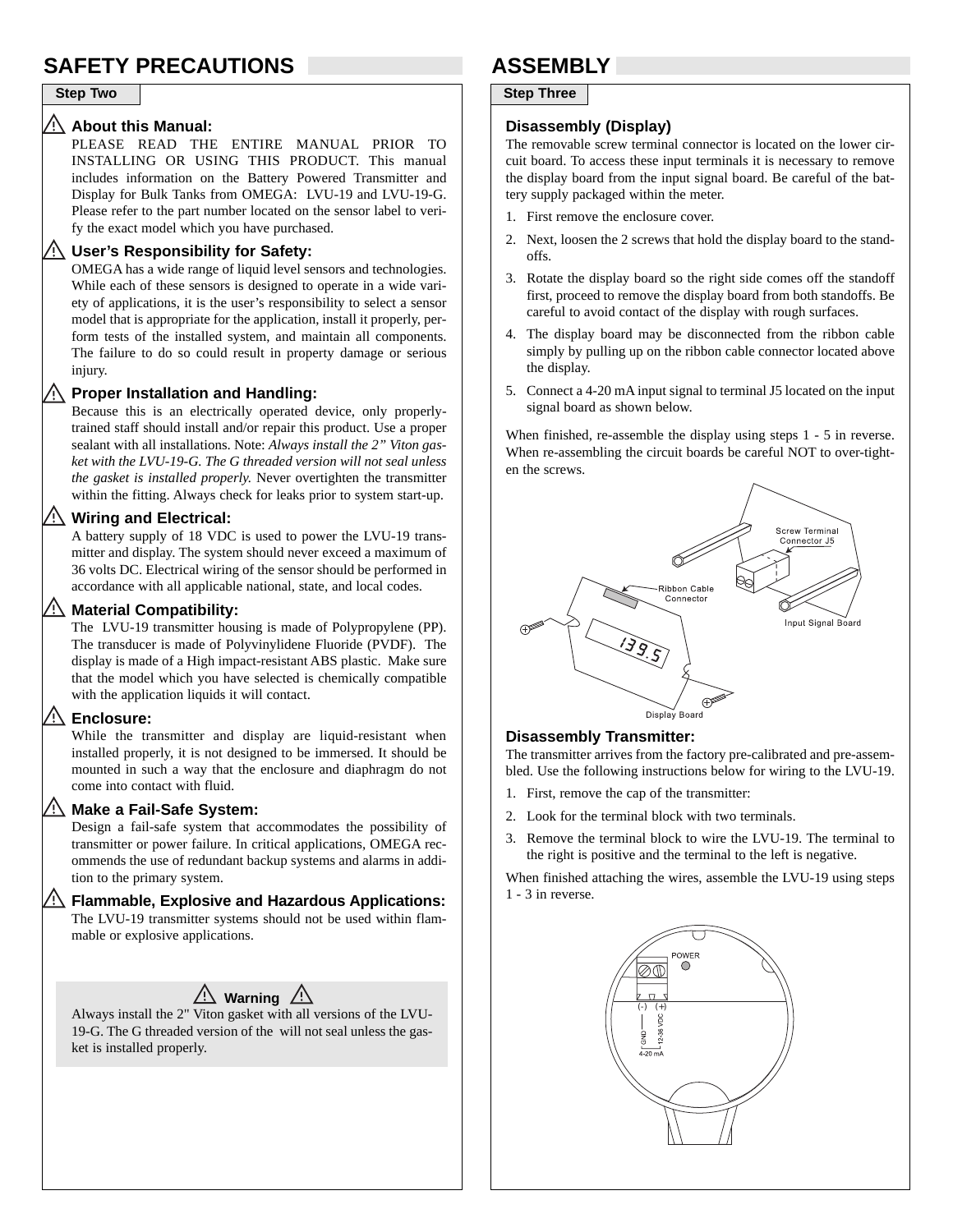# SAFETY PRECAUTIONS

**Step Two**

### ⚠ About this Manual:

PLEASE READ THE ENTIRE MANUAL PRIOR TO INSTALLING OR USING THIS PRODUCT. This manual includes information on the Battery Powered Transmitter and Display for Bulk Tanks from OMEGA: LVU-19 and LVU-19-G. Please refer to the part number located on the sensor label to verify the exact model which you have purchased.

### ⚠ User's Responsibility for Safety:

OMEGA has a wide range of liquid level sensors and technologies. While each of these sensors is designed to operate in a wide variety of applications, it is the user's responsibility to select a sensor model that is appropriate for the application, install it properly, perform tests of the installed system, and maintain all components. The failure to do so could result in property damage or serious injury.

### ⚠ Proper Installation and Handling:

Because this is an electrically operated device, only properly-trained staff should install and/or repair this product. Use a proper sealant with all installations. Note: *Always install the 2" Viton gasket with the LVU-19-G. The G threaded version will not seal unless the gasket is installed properly.* Never overtighten the transmitter within the fitting. Always check for leaks prior to system start-up.

### ⚠ Wiring and Electrical:

A battery supply of 18 VDC is used to power the LVU-19 transmitter and display. The system should never exceed a maximum of 36 volts DC. Electrical wiring of the sensor should be performed in accordance with all applicable national, state, and local codes.

### ⚠ Material Compatibility:

The LVU-19 transmitter housing is made of Polypropylene (PP). The transducer is made of Polyvinylidene Fluoride (PVDF). The display is made of a High impact-resistant ABS plastic. Make sure that the model which you have selected is chemically compatible with the application liquids it will contact.

### ⚠ Enclosure:

While the transmitter and display are liquid-resistant when installed properly, it is not designed to be immersed. It should be mounted in such a way that the enclosure and diaphragm do not come into contact with fluid.

### ⚠ Make a Fail-Safe System:

Design a fail-safe system that accommodates the possibility of transmitter or power failure. In critical applications, OMEGA recommends the use of redundant backup systems and alarms in addition to the primary system.

### ⚠ Flammable, Explosive and Hazardous Applications:

The LVU-19 transmitter systems should not be used within flammable or explosive applications.

> ⚠ **Warning** ⚠
>
> Always install the 2" Viton gasket with all versions of the LVU-19-G. The G threaded version of the will not seal unless the gasket is installed properly.

# ASSEMBLY

**Step Three**

### Disassembly (Display)

The removable screw terminal connector is located on the lower circuit board. To access these input terminals it is necessary to remove the display board from the input signal board. Be careful of the battery supply packaged within the meter.

1. First remove the enclosure cover.
2. Next, loosen the 2 screws that hold the display board to the standoffs.
3. Rotate the display board so the right side comes off the standoff first, proceed to remove the display board from both standoffs. Be careful to avoid contact of the display with rough surfaces.
4. The display board may be disconnected from the ribbon cable simply by pulling up on the ribbon cable connector located above the display.
5. Connect a 4-20 mA input signal to terminal J5 located on the input signal board as shown below.

When finished, re-assemble the display using steps 1 - 5 in reverse. When re-assembling the circuit boards be careful NOT to over-tighten the screws.

Screw Terminal Connector J5 · Ribbon Cable Connector · Input Signal Board · 139.5 · Display Board

### Disassembly Transmitter:

The transmitter arrives from the factory pre-calibrated and pre-assembled. Use the following instructions below for wiring to the LVU-19.

1. First, remove the cap of the transmitter:
2. Look for the terminal block with two terminals.
3. Remove the terminal block to wire the LVU-19. The terminal to the right is positive and the terminal to the left is negative.

When finished attaching the wires, assemble the LVU-19 using steps 1 - 3 in reverse.

POWER · (-) (+) · GND · 12-36 VDC · 4-20 mA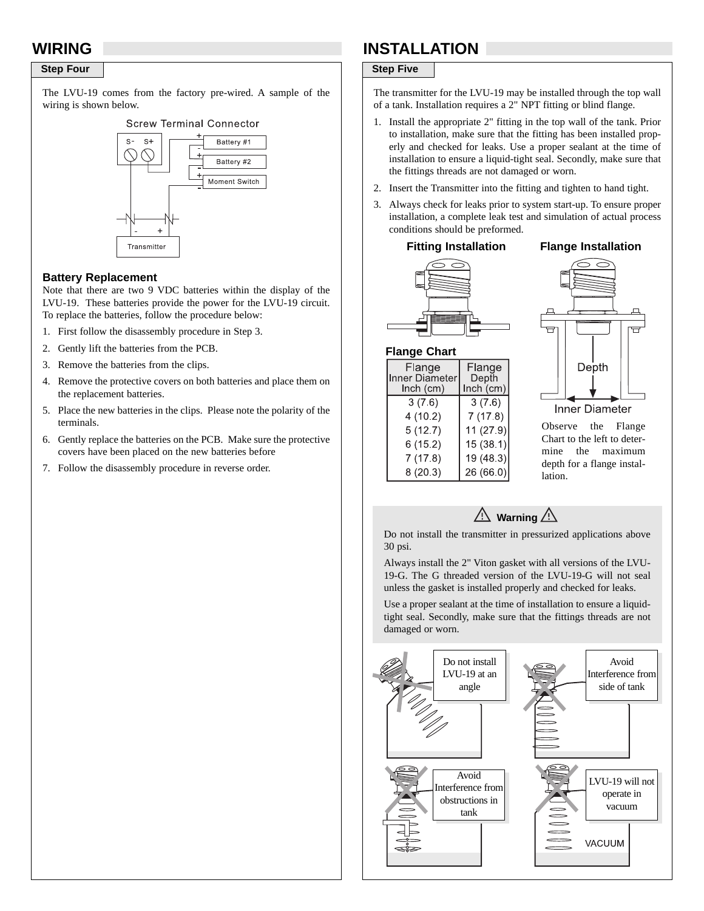# WIRING

## Step Four

The LVU-19 comes from the factory pre-wired. A sample of the wiring is shown below.

### Battery Replacement

Note that there are two 9 VDC batteries within the display of the LVU-19. These batteries provide the power for the LVU-19 circuit. To replace the batteries, follow the procedure below:

1. First follow the disassembly procedure in Step 3.
2. Gently lift the batteries from the PCB.
3. Remove the batteries from the clips.
4. Remove the protective covers on both batteries and place them on the replacement batteries.
5. Place the new batteries in the clips. Please note the polarity of the terminals.
6. Gently replace the batteries on the PCB. Make sure the protective covers have been placed on the new batteries before
7. Follow the disassembly procedure in reverse order.

# INSTALLATION

## Step Five

The transmitter for the LVU-19 may be installed through the top wall of a tank. Installation requires a 2" NPT fitting or blind flange.

1. Install the appropriate 2" fitting in the top wall of the tank. Prior to installation, make sure that the fitting has been installed properly and checked for leaks. Use a proper sealant at the time of installation to ensure a liquid-tight seal. Secondly, make sure that the fittings threads are not damaged or worn.
2. Insert the Transmitter into the fitting and tighten to hand tight.
3. Always check for leaks prior to system start-up. To ensure proper installation, a complete leak test and simulation of actual process conditions should be preformed.

**Fitting Installation** **Flange Installation**

### Flange Chart

| Flange Inner Diameter Inch (cm) | Flange Depth Inch (cm) |
|---|---|
| 3 (7.6) | 3 (7.6) |
| 4 (10.2) | 7 (17.8) |
| 5 (12.7) | 11 (27.9) |
| 6 (15.2) | 15 (38.1) |
| 7 (17.8) | 19 (48.3) |
| 8 (20.3) | 26 (66.0) |

Observe the Flange Chart to the left to determine the maximum depth for a flange installation.

**⚠ Warning ⚠**

Do not install the transmitter in pressurized applications above 30 psi.

Always install the 2" Viton gasket with all versions of the LVU-19-G. The G threaded version of the LVU-19-G will not seal unless the gasket is installed properly and checked for leaks.

Use a proper sealant at the time of installation to ensure a liquid-tight seal. Secondly, make sure that the fittings threads are not damaged or worn.

Do not install LVU-19 at an angle

Avoid Interference from side of tank

Avoid Interference from obstructions in tank

LVU-19 will not operate in vacuum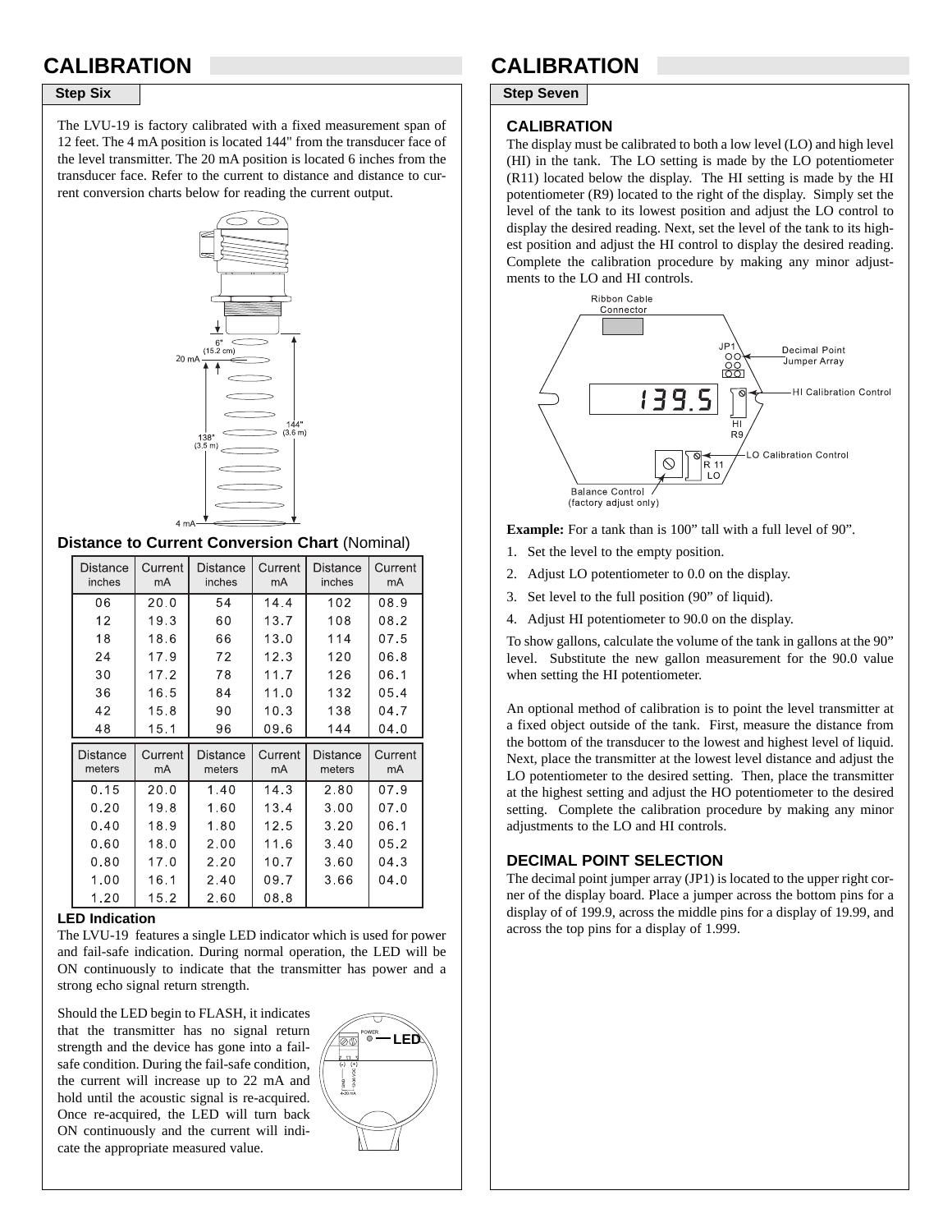# CALIBRATION

## Step Six

The LVU-19 is factory calibrated with a fixed measurement span of 12 feet. The 4 mA position is located 144" from the transducer face of the level transmitter. The 20 mA position is located 6 inches from the transducer face. Refer to the current to distance and distance to current conversion charts below for reading the current output.

### Distance to Current Conversion Chart (Nominal)

| Distance inches | Current mA | Distance inches | Current mA | Distance inches | Current mA |
|---|---|---|---|---|---|
| 06 | 20.0 | 54 | 14.4 | 102 | 08.9 |
| 12 | 19.3 | 60 | 13.7 | 108 | 08.2 |
| 18 | 18.6 | 66 | 13.0 | 114 | 07.5 |
| 24 | 17.9 | 72 | 12.3 | 120 | 06.8 |
| 30 | 17.2 | 78 | 11.7 | 126 | 06.1 |
| 36 | 16.5 | 84 | 11.0 | 132 | 05.4 |
| 42 | 15.8 | 90 | 10.3 | 138 | 04.7 |
| 48 | 15.1 | 96 | 09.6 | 144 | 04.0 |

| Distance meters | Current mA | Distance meters | Current mA | Distance meters | Current mA |
|---|---|---|---|---|---|
| 0.15 | 20.0 | 1.40 | 14.3 | 2.80 | 07.9 |
| 0.20 | 19.8 | 1.60 | 13.4 | 3.00 | 07.0 |
| 0.40 | 18.9 | 1.80 | 12.5 | 3.20 | 06.1 |
| 0.60 | 18.0 | 2.00 | 11.6 | 3.40 | 05.2 |
| 0.80 | 17.0 | 2.20 | 10.7 | 3.60 | 04.3 |
| 1.00 | 16.1 | 2.40 | 09.7 | 3.66 | 04.0 |
| 1.20 | 15.2 | 2.60 | 08.8 | | |

### LED Indication

The LVU-19 features a single LED indicator which is used for power and fail-safe indication. During normal operation, the LED will be ON continuously to indicate that the transmitter has power and a strong echo signal return strength.

Should the LED begin to FLASH, it indicates that the transmitter has no signal return strength and the device has gone into a fail-safe condition. During the fail-safe condition, the current will increase up to 22 mA and hold until the acoustic signal is re-acquired. Once re-acquired, the LED will turn back ON continuously and the current will indicate the appropriate measured value.

# CALIBRATION

## Step Seven

### CALIBRATION

The display must be calibrated to both a low level (LO) and high level (HI) in the tank. The LO setting is made by the LO potentiometer (R11) located below the display. The HI setting is made by the HI potentiometer (R9) located to the right of the display. Simply set the level of the tank to its lowest position and adjust the LO control to display the desired reading. Next, set the level of the tank to its highest position and adjust the HI control to display the desired reading. Complete the calibration procedure by making any minor adjustments to the LO and HI controls.

**Example:** For a tank than is 100" tall with a full level of 90".

1. Set the level to the empty position.
2. Adjust LO potentiometer to 0.0 on the display.
3. Set level to the full position (90" of liquid).
4. Adjust HI potentiometer to 90.0 on the display.

To show gallons, calculate the volume of the tank in gallons at the 90" level. Substitute the new gallon measurement for the 90.0 value when setting the HI potentiometer.

An optional method of calibration is to point the level transmitter at a fixed object outside of the tank. First, measure the distance from the bottom of the transducer to the lowest and highest level of liquid. Next, place the transmitter at the lowest level distance and adjust the LO potentiometer to the desired setting. Then, place the transmitter at the highest setting and adjust the HO potentiometer to the desired setting. Complete the calibration procedure by making any minor adjustments to the LO and HI controls.

### DECIMAL POINT SELECTION

The decimal point jumper array (JP1) is located to the upper right corner of the display board. Place a jumper across the bottom pins for a display of of 199.9, across the middle pins for a display of 19.99, and across the top pins for a display of 1.999.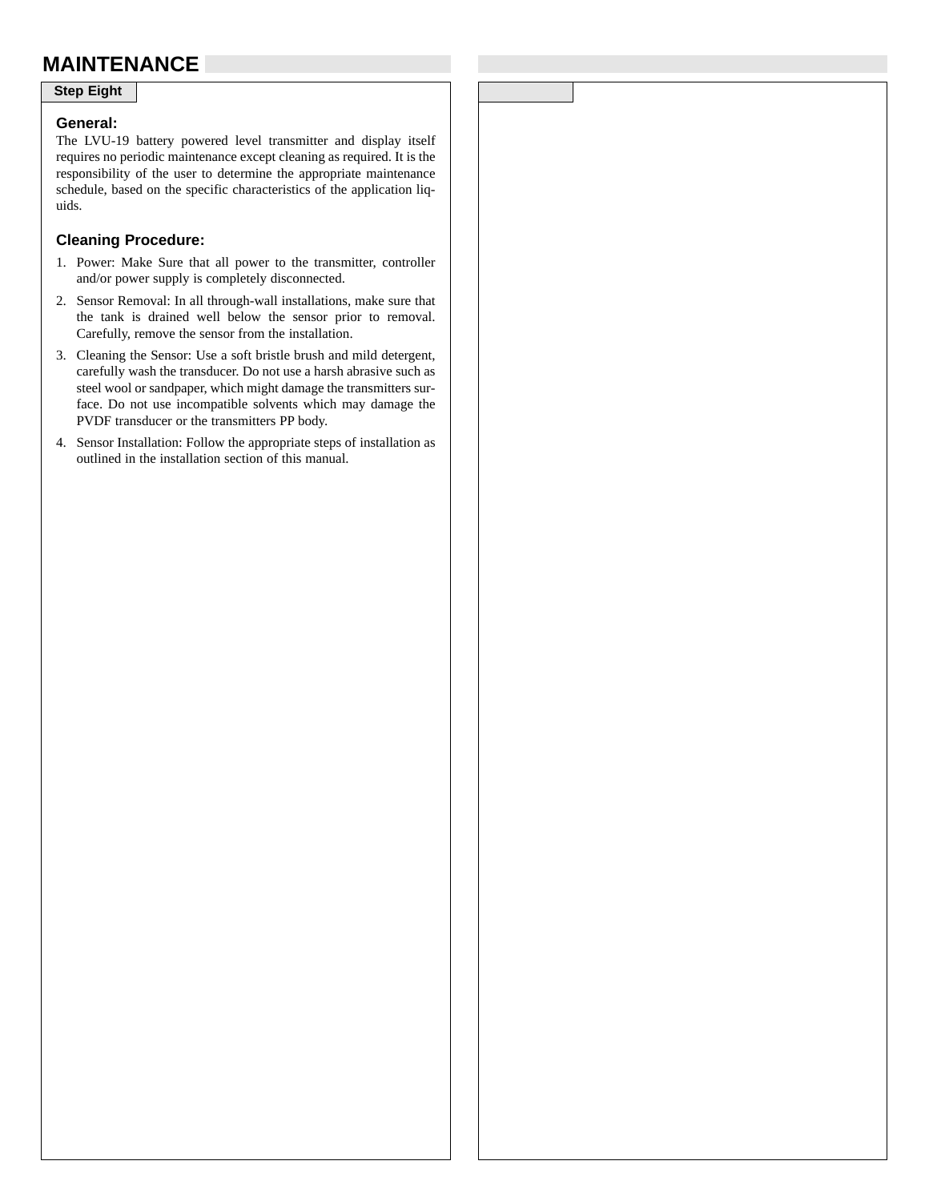# MAINTENANCE

## Step Eight

### General:

The LVU-19 battery powered level transmitter and display itself requires no periodic maintenance except cleaning as required. It is the responsibility of the user to determine the appropriate maintenance schedule, based on the specific characteristics of the application liquids.

### Cleaning Procedure:

1. Power: Make Sure that all power to the transmitter, controller and/or power supply is completely disconnected.
2. Sensor Removal: In all through-wall installations, make sure that the tank is drained well below the sensor prior to removal. Carefully, remove the sensor from the installation.
3. Cleaning the Sensor: Use a soft bristle brush and mild detergent, carefully wash the transducer. Do not use a harsh abrasive such as steel wool or sandpaper, which might damage the transmitters surface. Do not use incompatible solvents which may damage the PVDF transducer or the transmitters PP body.
4. Sensor Installation: Follow the appropriate steps of installation as outlined in the installation section of this manual.